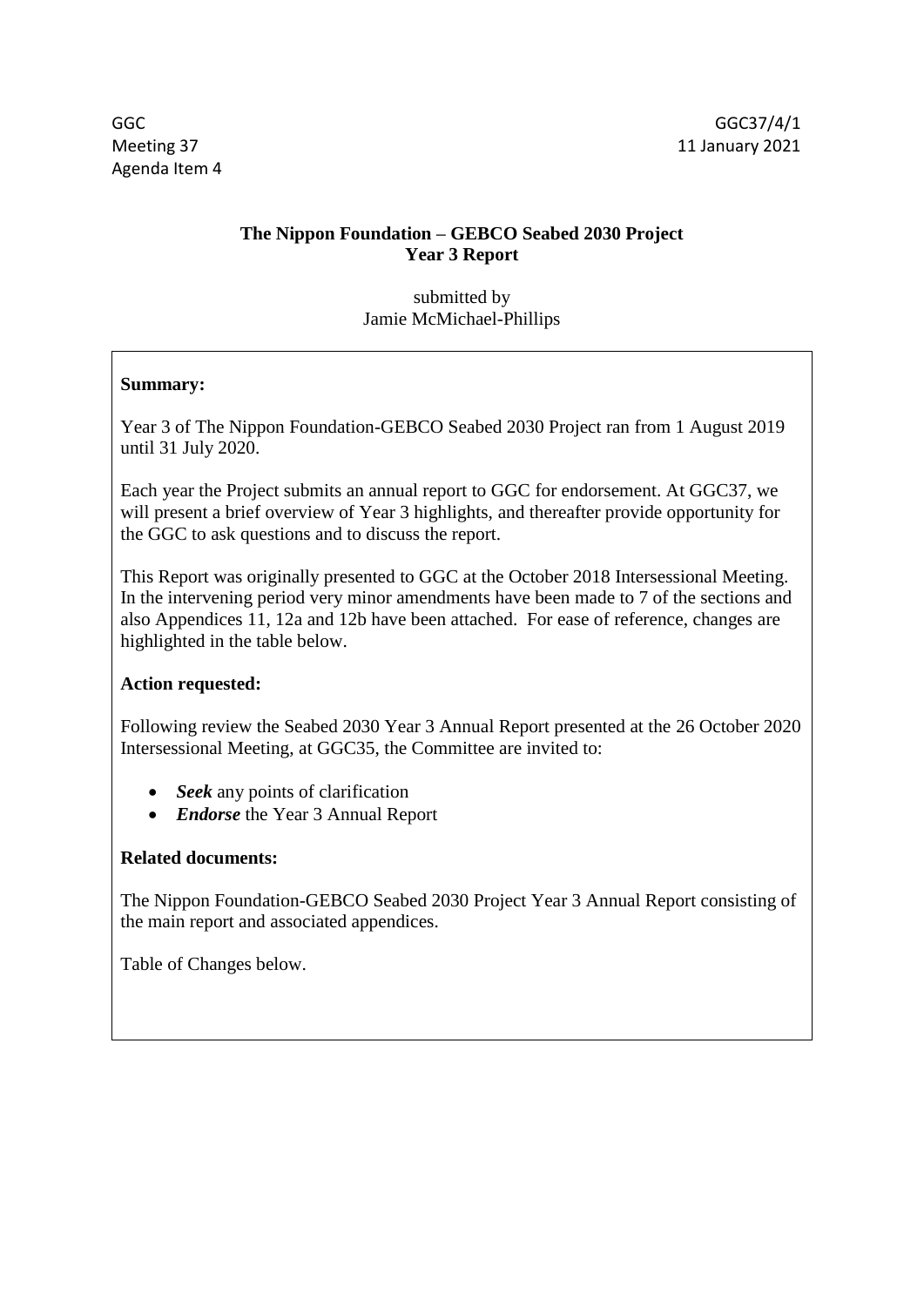GGC
Meeting 37
Agenda Item 4

GGC37/4/1
11 January 2021

# The Nippon Foundation – GEBCO Seabed 2030 Project Year 3 Report

submitted by
Jamie McMichael-Phillips

**Summary:**

Year 3 of The Nippon Foundation-GEBCO Seabed 2030 Project ran from 1 August 2019 until 31 July 2020.

Each year the Project submits an annual report to GGC for endorsement. At GGC37, we will present a brief overview of Year 3 highlights, and thereafter provide opportunity for the GGC to ask questions and to discuss the report.

This Report was originally presented to GGC at the October 2018 Intersessional Meeting. In the intervening period very minor amendments have been made to 7 of the sections and also Appendices 11, 12a and 12b have been attached. For ease of reference, changes are highlighted in the table below.

**Action requested:**

Following review the Seabed 2030 Year 3 Annual Report presented at the 26 October 2020 Intersessional Meeting, at GGC35, the Committee are invited to:

- ***Seek*** any points of clarification
- ***Endorse*** the Year 3 Annual Report

**Related documents:**

The Nippon Foundation-GEBCO Seabed 2030 Project Year 3 Annual Report consisting of the main report and associated appendices.

Table of Changes below.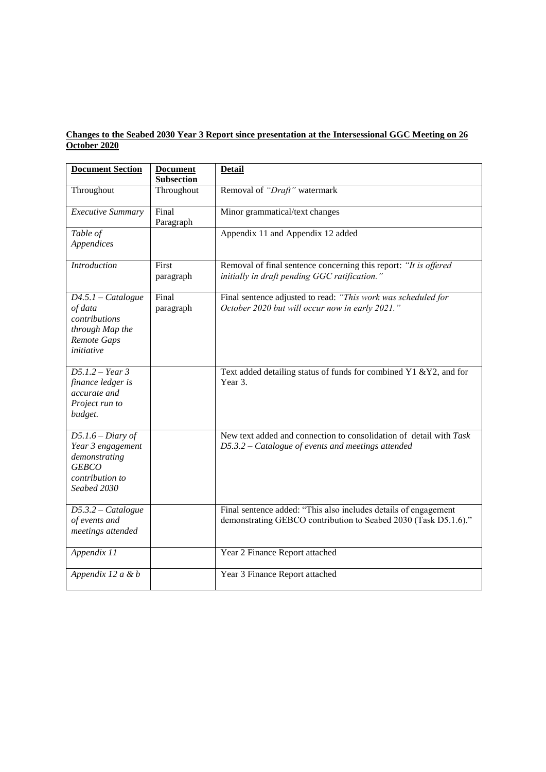**Changes to the Seabed 2030 Year 3 Report since presentation at the Intersessional GGC Meeting on 26 October 2020**

| **Document Section** | **Document Subsection** | **Detail** |
|---|---|---|
| Throughout | Throughout | Removal of *"Draft"* watermark |
| *Executive Summary* | Final Paragraph | Minor grammatical/text changes |
| *Table of Appendices* | | Appendix 11 and Appendix 12 added |
| *Introduction* | First paragraph | Removal of final sentence concerning this report: *"It is offered initially in draft pending GGC ratification."* |
| *D4.5.1 – Catalogue of data contributions through Map the Remote Gaps initiative* | Final paragraph | Final sentence adjusted to read: *"This work was scheduled for October 2020 but will occur now in early 2021."* |
| *D5.1.2 – Year 3 finance ledger is accurate and Project run to budget.* | | Text added detailing status of funds for combined Y1 &Y2, and for Year 3. |
| *D5.1.6 – Diary of Year 3 engagement demonstrating GEBCO contribution to Seabed 2030* | | New text added and connection to consolidation of detail with *Task D5.3.2 – Catalogue of events and meetings attended* |
| *D5.3.2 – Catalogue of events and meetings attended* | | Final sentence added: "This also includes details of engagement demonstrating GEBCO contribution to Seabed 2030 (Task D5.1.6)." |
| *Appendix 11* | | Year 2 Finance Report attached |
| *Appendix 12 a & b* | | Year 3 Finance Report attached |